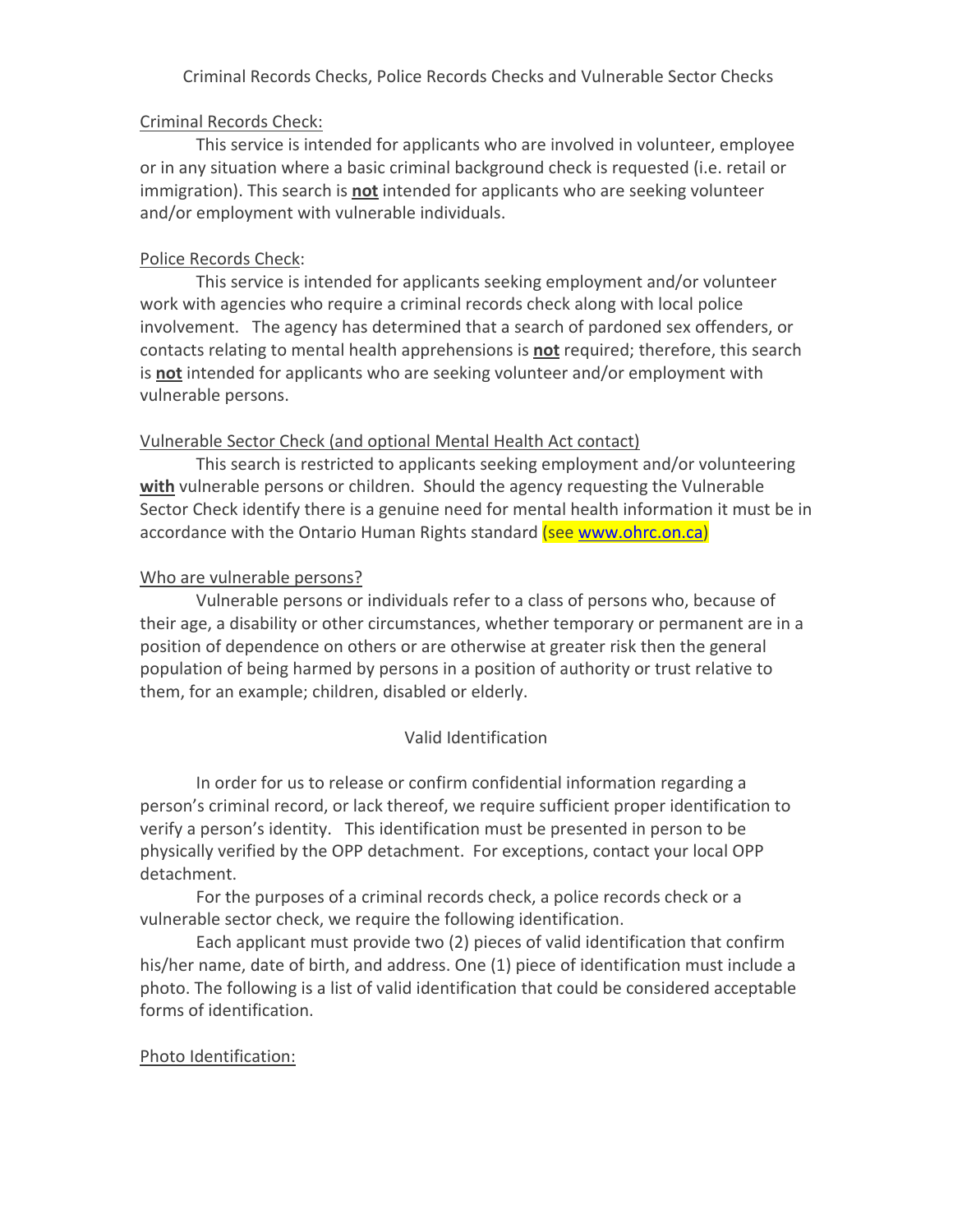# Criminal Records Checks, Police Records Checks and Vulnerable Sector Checks

## Criminal Records Check:

This service is intended for applicants who are involved in volunteer, employee or in any situation where a basic criminal background check is requested (i.e. retail or immigration). This search is **not** intended for applicants who are seeking volunteer and/or employment with vulnerable individuals.

## Police Records Check:

This service is intended for applicants seeking employment and/or volunteer work with agencies who require a criminal records check along with local police involvement. The agency has determined that a search of pardoned sex offenders, or contacts relating to mental health apprehensions is **not** required; therefore, this search is **not** intended for applicants who are seeking volunteer and/or employment with vulnerable persons.

## Vulnerable Sector Check (and optional Mental Health Act contact)

This search is restricted to applicants seeking employment and/or volunteering **with** vulnerable persons or children. Should the agency requesting the Vulnerable Sector Check identify there is a genuine need for mental health information it must be in accordance with the Ontario Human Rights standard (see www.ohrc.on.ca)

## Who are vulnerable persons?

Vulnerable persons or individuals refer to a class of persons who, because of their age, a disability or other circumstances, whether temporary or permanent are in a position of dependence on others or are otherwise at greater risk then the general population of being harmed by persons in a position of authority or trust relative to them, for an example; children, disabled or elderly.

# Valid Identification

In order for us to release or confirm confidential information regarding a person's criminal record, or lack thereof, we require sufficient proper identification to verify a person's identity. This identification must be presented in person to be physically verified by the OPP detachment. For exceptions, contact your local OPP detachment.

For the purposes of a criminal records check, a police records check or a vulnerable sector check, we require the following identification.

Each applicant must provide two (2) pieces of valid identification that confirm his/her name, date of birth, and address. One (1) piece of identification must include a photo. The following is a list of valid identification that could be considered acceptable forms of identification.

## Photo Identification: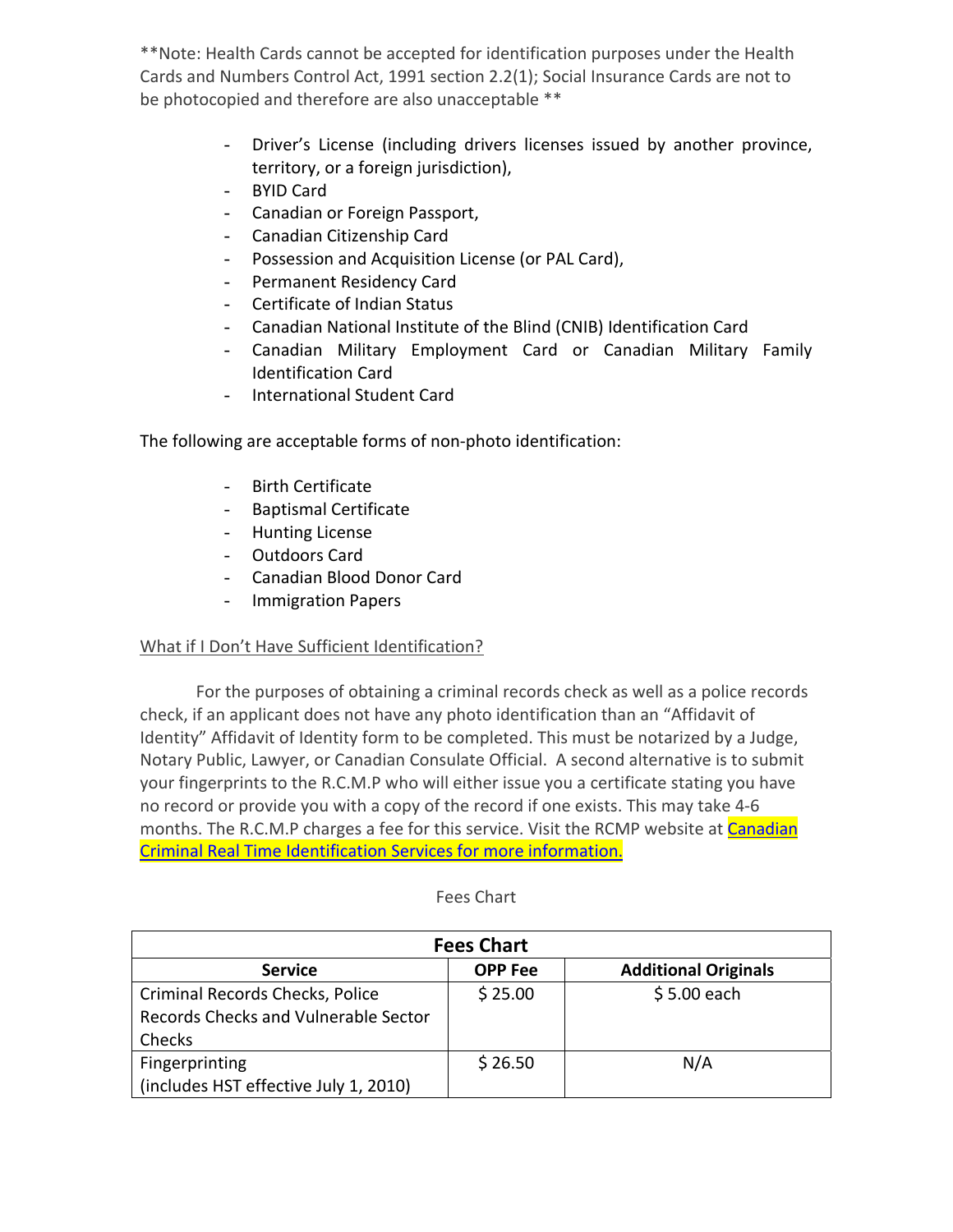**Note: Health Cards cannot be accepted for identification purposes under the Health Cards and Numbers Control Act, 1991 section 2.2(1); Social Insurance Cards are not to be photocopied and therefore are also unacceptable **

- Driver's License (including drivers licenses issued by another province, territory, or a foreign jurisdiction),
- BYID Card
- Canadian or Foreign Passport,
- Canadian Citizenship Card
- Possession and Acquisition License (or PAL Card),
- Permanent Residency Card
- Certificate of Indian Status
- Canadian National Institute of the Blind (CNIB) Identification Card
- Canadian Military Employment Card or Canadian Military Family Identification Card
- International Student Card

The following are acceptable forms of non-photo identification:

- Birth Certificate
- Baptismal Certificate
- Hunting License
- Outdoors Card
- Canadian Blood Donor Card
- Immigration Papers

<u>What if I Don't Have Sufficient Identification?</u>

For the purposes of obtaining a criminal records check as well as a police records check, if an applicant does not have any photo identification than an "Affidavit of Identity" Affidavit of Identity form to be completed. This must be notarized by a Judge, Notary Public, Lawyer, or Canadian Consulate Official. A second alternative is to submit your fingerprints to the R.C.M.P who will either issue you a certificate stating you have no record or provide you with a copy of the record if one exists. This may take 4-6 months. The R.C.M.P charges a fee for this service. Visit the RCMP website at Canadian Criminal Real Time Identification Services for more information.

Fees Chart

| Fees Chart | | |
|---|---|---|
| **Service** | **OPP Fee** | **Additional Originals** |
| Criminal Records Checks, Police Records Checks and Vulnerable Sector Checks | $ 25.00 | $ 5.00 each |
| Fingerprinting (includes HST effective July 1, 2010) | $ 26.50 | N/A |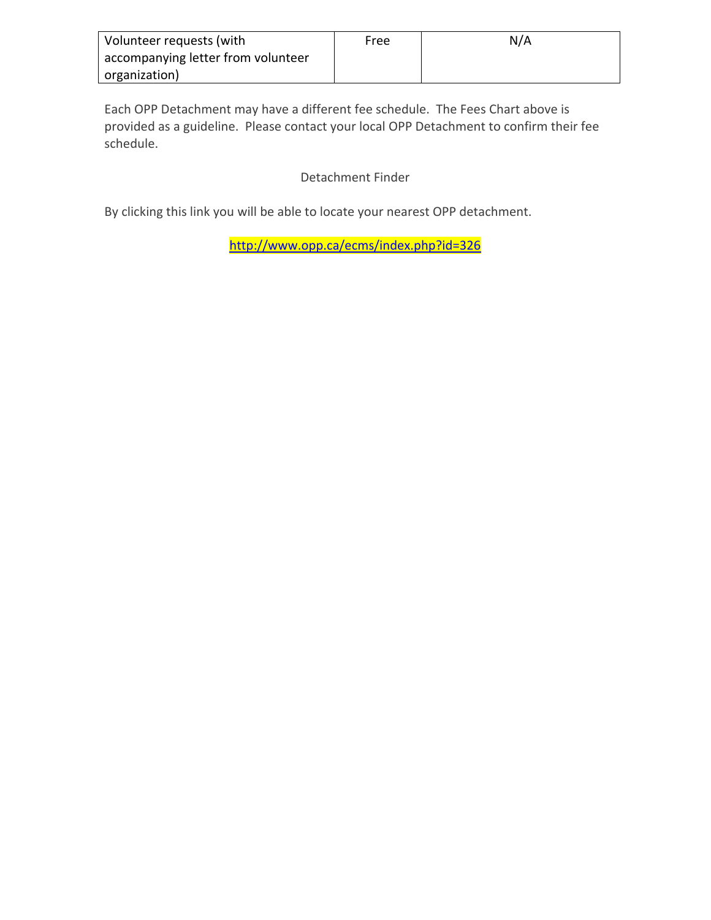| | | |
|---|---|---|
| Volunteer requests (with accompanying letter from volunteer organization) | Free | N/A |

Each OPP Detachment may have a different fee schedule. The Fees Chart above is provided as a guideline. Please contact your local OPP Detachment to confirm their fee schedule.

Detachment Finder

By clicking this link you will be able to locate your nearest OPP detachment.

http://www.opp.ca/ecms/index.php?id=326